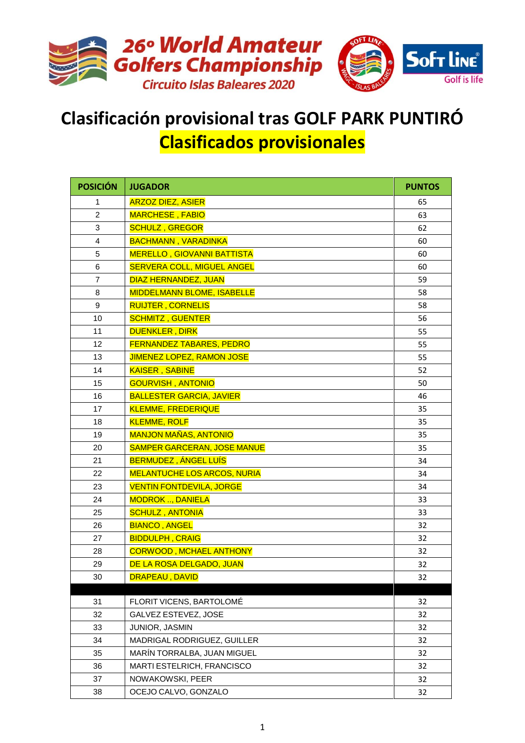26º World Amateur Golfers Championship
Circuito Islas Baleares 2020

# Clasificación provisional tras GOLF PARK PUNTIRÓ

## Clasificados provisionales

| POSICIÓN | JUGADOR | PUNTOS |
|---|---|---|
| 1 | ARZOZ DIEZ, ASIER | 65 |
| 2 | MARCHESE , FABIO | 63 |
| 3 | SCHULZ , GREGOR | 62 |
| 4 | BACHMANN , VARADINKA | 60 |
| 5 | MERELLO , GIOVANNI BATTISTA | 60 |
| 6 | SERVERA COLL, MIGUEL ANGEL | 60 |
| 7 | DIAZ HERNANDEZ, JUAN | 59 |
| 8 | MIDDELMANN BLOME, ISABELLE | 58 |
| 9 | RUIJTER , CORNELIS | 58 |
| 10 | SCHMITZ , GUENTER | 56 |
| 11 | DUENKLER , DIRK | 55 |
| 12 | FERNANDEZ TABARES, PEDRO | 55 |
| 13 | JIMENEZ LOPEZ, RAMON JOSE | 55 |
| 14 | KAISER , SABINE | 52 |
| 15 | GOURVISH , ANTONIO | 50 |
| 16 | BALLESTER GARCIA, JAVIER | 46 |
| 17 | KLEMME, FREDERIQUE | 35 |
| 18 | KLEMME, ROLF | 35 |
| 19 | MANJON MAÑAS, ANTONIO | 35 |
| 20 | SAMPER GARCERAN, JOSE MANUE | 35 |
| 21 | BERMUDEZ , ÁNGEL LUÍS | 34 |
| 22 | MELANTUCHE LOS ARCOS, NURIA | 34 |
| 23 | VENTIN FONTDEVILA, JORGE | 34 |
| 24 | MODROK .., DANIELA | 33 |
| 25 | SCHULZ , ANTONIA | 33 |
| 26 | BIANCO , ANGEL | 32 |
| 27 | BIDDULPH , CRAIG | 32 |
| 28 | CORWOOD , MCHAEL ANTHONY | 32 |
| 29 | DE LA ROSA DELGADO, JUAN | 32 |
| 30 | DRAPEAU , DAVID | 32 |
| | | |
| 31 | FLORIT VICENS, BARTOLOMÉ | 32 |
| 32 | GALVEZ ESTEVEZ, JOSE | 32 |
| 33 | JUNIOR, JASMIN | 32 |
| 34 | MADRIGAL RODRIGUEZ, GUILLER | 32 |
| 35 | MARÍN TORRALBA, JUAN MIGUEL | 32 |
| 36 | MARTI ESTELRICH, FRANCISCO | 32 |
| 37 | NOWAKOWSKI, PEER | 32 |
| 38 | OCEJO CALVO, GONZALO | 32 |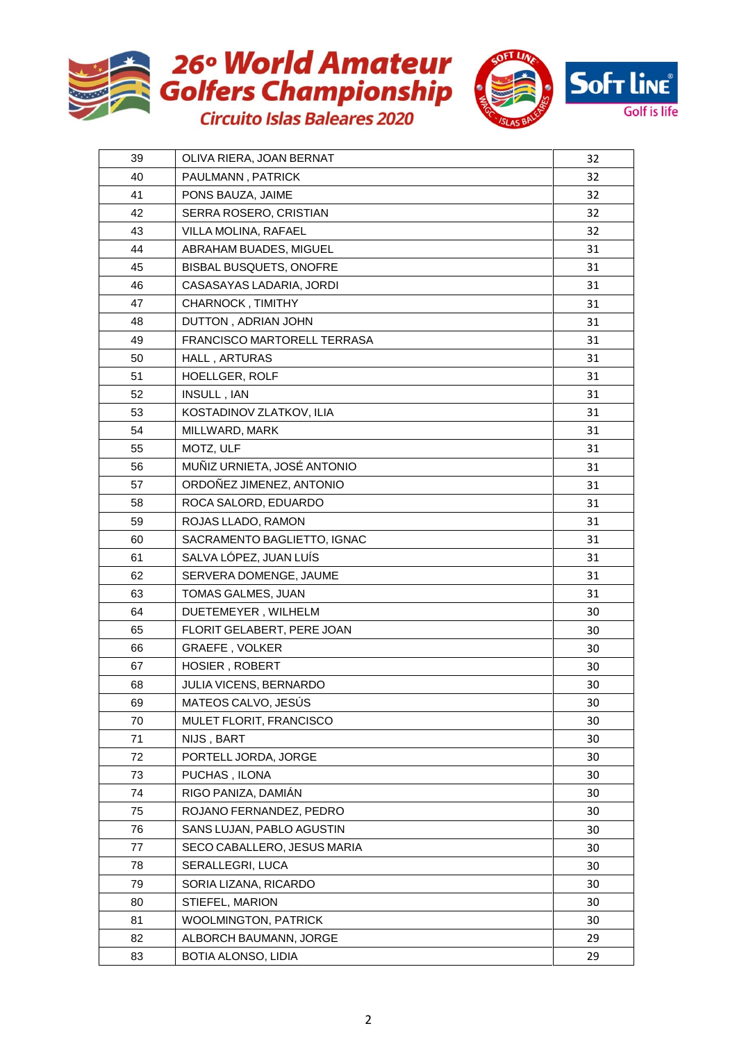# 26º World Amateur Golfers Championship

## Circuito Islas Baleares 2020

| | | |
|---|---|---|
| 39 | OLIVA RIERA, JOAN BERNAT | 32 |
| 40 | PAULMANN , PATRICK | 32 |
| 41 | PONS BAUZA, JAIME | 32 |
| 42 | SERRA ROSERO, CRISTIAN | 32 |
| 43 | VILLA MOLINA, RAFAEL | 32 |
| 44 | ABRAHAM BUADES, MIGUEL | 31 |
| 45 | BISBAL BUSQUETS, ONOFRE | 31 |
| 46 | CASASAYAS LADARIA, JORDI | 31 |
| 47 | CHARNOCK , TIMITHY | 31 |
| 48 | DUTTON , ADRIAN JOHN | 31 |
| 49 | FRANCISCO MARTORELL TERRASA | 31 |
| 50 | HALL , ARTURAS | 31 |
| 51 | HOELLGER, ROLF | 31 |
| 52 | INSULL , IAN | 31 |
| 53 | KOSTADINOV ZLATKOV, ILIA | 31 |
| 54 | MILLWARD, MARK | 31 |
| 55 | MOTZ, ULF | 31 |
| 56 | MUÑIZ URNIETA, JOSÉ ANTONIO | 31 |
| 57 | ORDOÑEZ JIMENEZ, ANTONIO | 31 |
| 58 | ROCA SALORD, EDUARDO | 31 |
| 59 | ROJAS LLADO, RAMON | 31 |
| 60 | SACRAMENTO BAGLIETTO, IGNAC | 31 |
| 61 | SALVA LÓPEZ, JUAN LUÍS | 31 |
| 62 | SERVERA DOMENGE, JAUME | 31 |
| 63 | TOMAS GALMES, JUAN | 31 |
| 64 | DUETEMEYER , WILHELM | 30 |
| 65 | FLORIT GELABERT, PERE JOAN | 30 |
| 66 | GRAEFE , VOLKER | 30 |
| 67 | HOSIER , ROBERT | 30 |
| 68 | JULIA VICENS, BERNARDO | 30 |
| 69 | MATEOS CALVO, JESÚS | 30 |
| 70 | MULET FLORIT, FRANCISCO | 30 |
| 71 | NIJS , BART | 30 |
| 72 | PORTELL JORDA, JORGE | 30 |
| 73 | PUCHAS , ILONA | 30 |
| 74 | RIGO PANIZA, DAMIÁN | 30 |
| 75 | ROJANO FERNANDEZ, PEDRO | 30 |
| 76 | SANS LUJAN, PABLO AGUSTIN | 30 |
| 77 | SECO CABALLERO, JESUS MARIA | 30 |
| 78 | SERALLEGRI, LUCA | 30 |
| 79 | SORIA LIZANA, RICARDO | 30 |
| 80 | STIEFEL, MARION | 30 |
| 81 | WOOLMINGTON, PATRICK | 30 |
| 82 | ALBORCH BAUMANN, JORGE | 29 |
| 83 | BOTIA ALONSO, LIDIA | 29 |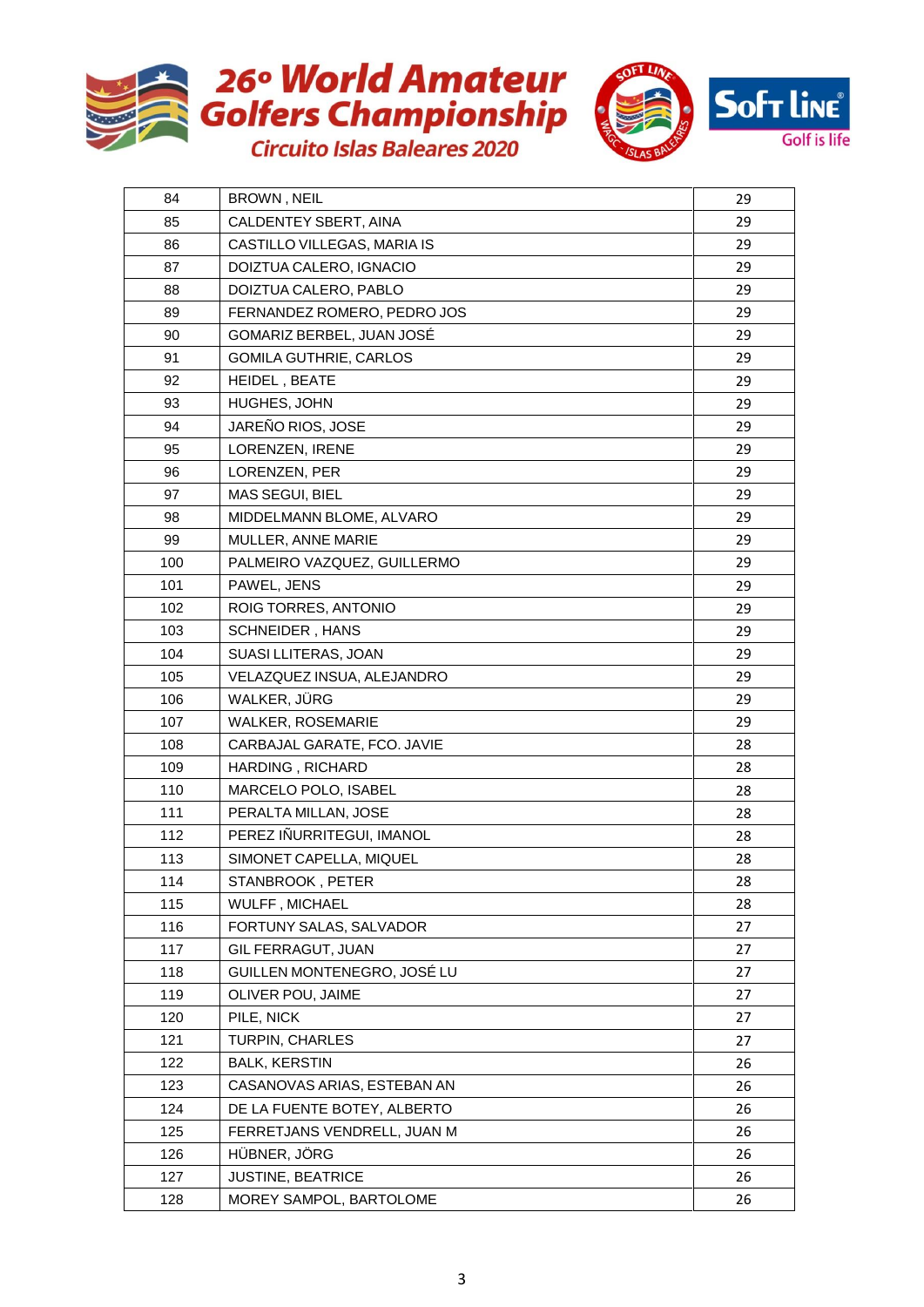# 26º World Amateur Golfers Championship

## Circuito Islas Baleares 2020

| | | |
|---|---|---|
| 84 | BROWN , NEIL | 29 |
| 85 | CALDENTEY SBERT, AINA | 29 |
| 86 | CASTILLO VILLEGAS, MARIA IS | 29 |
| 87 | DOIZTUA CALERO, IGNACIO | 29 |
| 88 | DOIZTUA CALERO, PABLO | 29 |
| 89 | FERNANDEZ ROMERO, PEDRO JOS | 29 |
| 90 | GOMARIZ BERBEL, JUAN JOSÉ | 29 |
| 91 | GOMILA GUTHRIE, CARLOS | 29 |
| 92 | HEIDEL , BEATE | 29 |
| 93 | HUGHES, JOHN | 29 |
| 94 | JAREÑO RIOS, JOSE | 29 |
| 95 | LORENZEN, IRENE | 29 |
| 96 | LORENZEN, PER | 29 |
| 97 | MAS SEGUI, BIEL | 29 |
| 98 | MIDDELMANN BLOME, ALVARO | 29 |
| 99 | MULLER, ANNE MARIE | 29 |
| 100 | PALMEIRO VAZQUEZ, GUILLERMO | 29 |
| 101 | PAWEL, JENS | 29 |
| 102 | ROIG TORRES, ANTONIO | 29 |
| 103 | SCHNEIDER , HANS | 29 |
| 104 | SUASI LLITERAS, JOAN | 29 |
| 105 | VELAZQUEZ INSUA, ALEJANDRO | 29 |
| 106 | WALKER, JÜRG | 29 |
| 107 | WALKER, ROSEMARIE | 29 |
| 108 | CARBAJAL GARATE, FCO. JAVIE | 28 |
| 109 | HARDING , RICHARD | 28 |
| 110 | MARCELO POLO, ISABEL | 28 |
| 111 | PERALTA MILLAN, JOSE | 28 |
| 112 | PEREZ IÑURRITEGUI, IMANOL | 28 |
| 113 | SIMONET CAPELLA, MIQUEL | 28 |
| 114 | STANBROOK , PETER | 28 |
| 115 | WULFF , MICHAEL | 28 |
| 116 | FORTUNY SALAS, SALVADOR | 27 |
| 117 | GIL FERRAGUT, JUAN | 27 |
| 118 | GUILLEN MONTENEGRO, JOSÉ LU | 27 |
| 119 | OLIVER POU, JAIME | 27 |
| 120 | PILE, NICK | 27 |
| 121 | TURPIN, CHARLES | 27 |
| 122 | BALK, KERSTIN | 26 |
| 123 | CASANOVAS ARIAS, ESTEBAN AN | 26 |
| 124 | DE LA FUENTE BOTEY, ALBERTO | 26 |
| 125 | FERRETJANS VENDRELL, JUAN M | 26 |
| 126 | HÜBNER, JÖRG | 26 |
| 127 | JUSTINE, BEATRICE | 26 |
| 128 | MOREY SAMPOL, BARTOLOME | 26 |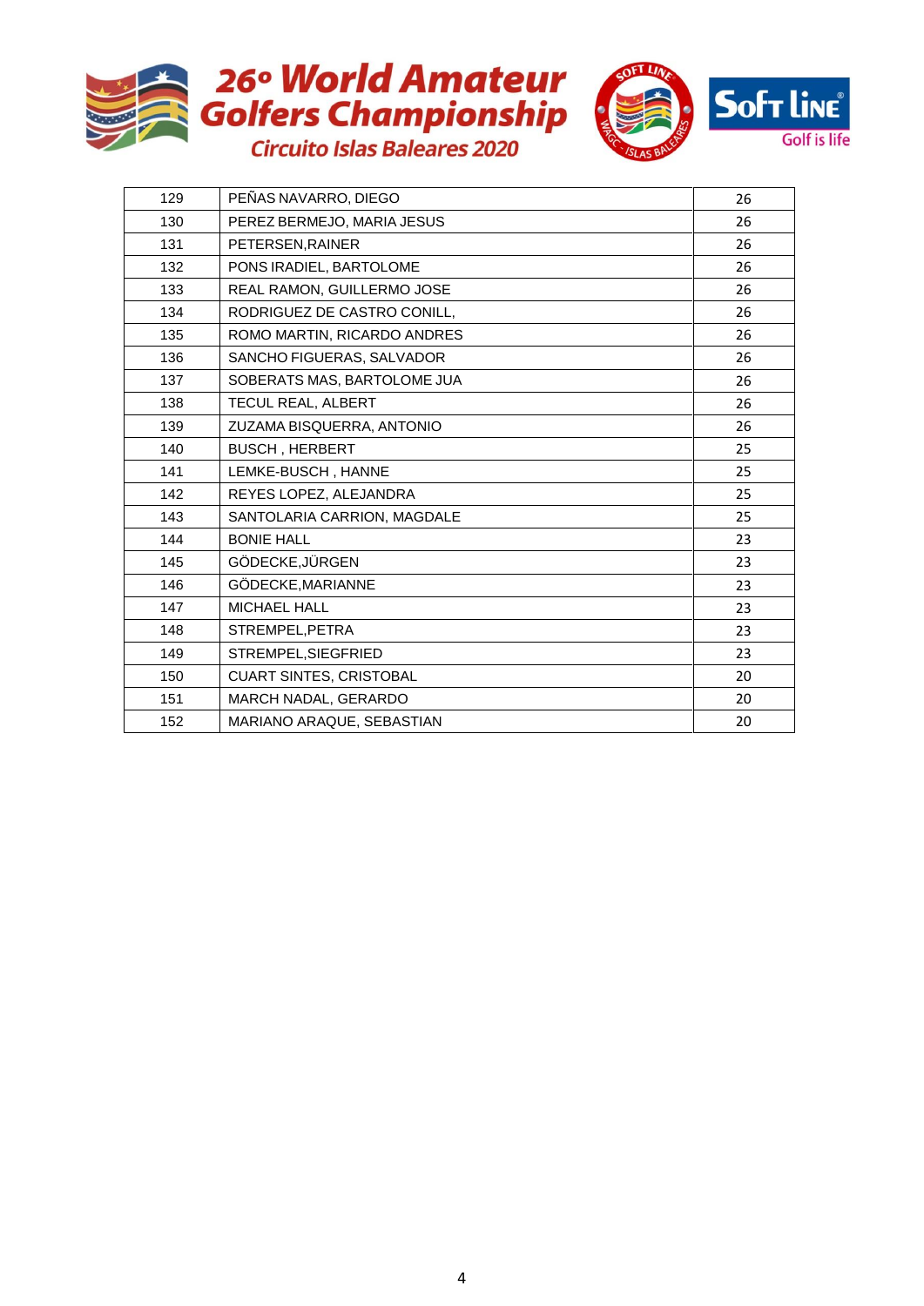| | | |
|---|---|---|
| 129 | PEÑAS NAVARRO, DIEGO | 26 |
| 130 | PEREZ BERMEJO, MARIA JESUS | 26 |
| 131 | PETERSEN,RAINER | 26 |
| 132 | PONS IRADIEL, BARTOLOME | 26 |
| 133 | REAL RAMON, GUILLERMO JOSE | 26 |
| 134 | RODRIGUEZ DE CASTRO CONILL, | 26 |
| 135 | ROMO MARTIN, RICARDO ANDRES | 26 |
| 136 | SANCHO FIGUERAS, SALVADOR | 26 |
| 137 | SOBERATS MAS, BARTOLOME JUA | 26 |
| 138 | TECUL REAL, ALBERT | 26 |
| 139 | ZUZAMA BISQUERRA, ANTONIO | 26 |
| 140 | BUSCH , HERBERT | 25 |
| 141 | LEMKE-BUSCH , HANNE | 25 |
| 142 | REYES LOPEZ, ALEJANDRA | 25 |
| 143 | SANTOLARIA CARRION, MAGDALE | 25 |
| 144 | BONIE HALL | 23 |
| 145 | GÖDECKE,JÜRGEN | 23 |
| 146 | GÖDECKE,MARIANNE | 23 |
| 147 | MICHAEL HALL | 23 |
| 148 | STREMPEL,PETRA | 23 |
| 149 | STREMPEL,SIEGFRIED | 23 |
| 150 | CUART SINTES, CRISTOBAL | 20 |
| 151 | MARCH NADAL, GERARDO | 20 |
| 152 | MARIANO ARAQUE, SEBASTIAN | 20 |